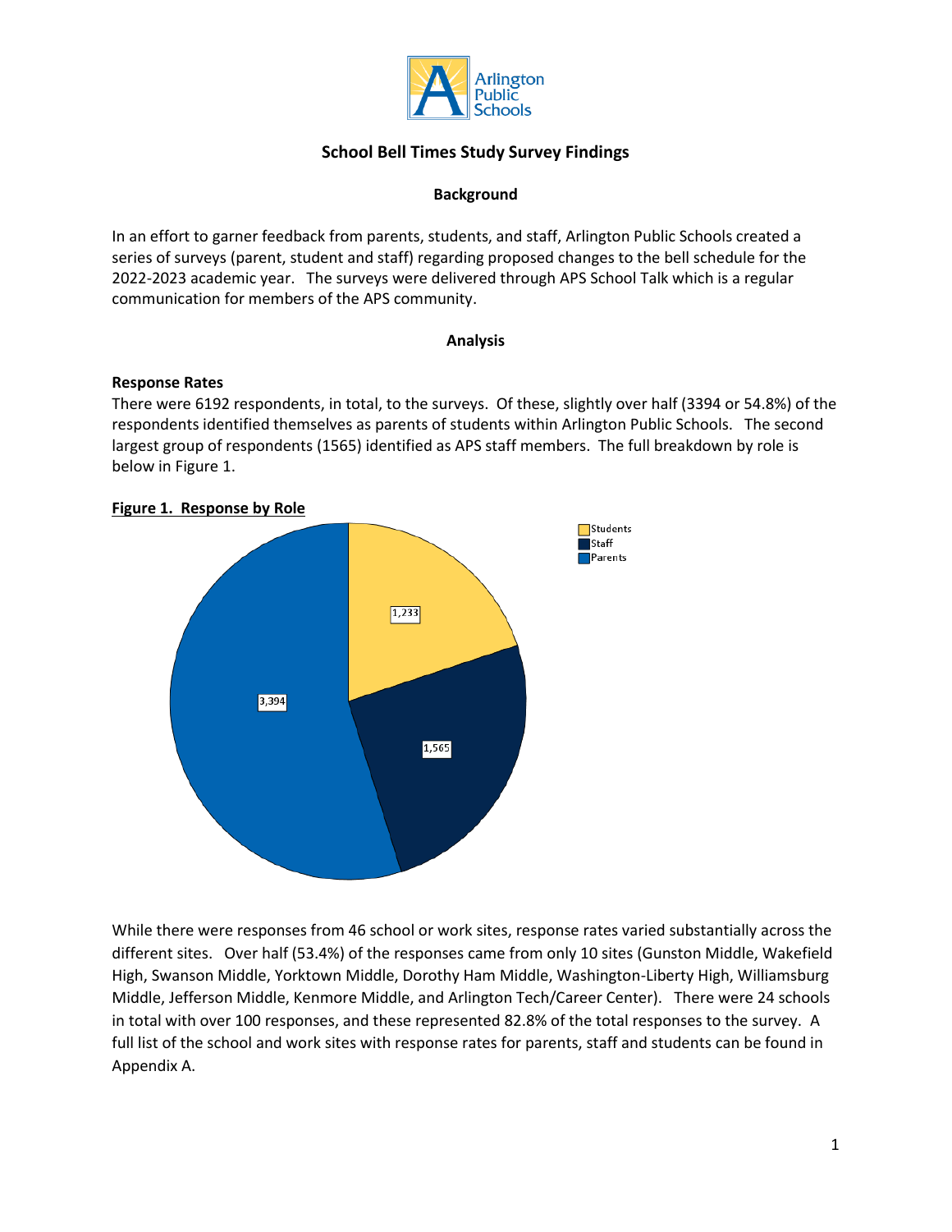# School Bell Times Study Survey Findings

## Background

In an effort to garner feedback from parents, students, and staff, Arlington Public Schools created a series of surveys (parent, student and staff) regarding proposed changes to the bell schedule for the 2022-2023 academic year. The surveys were delivered through APS School Talk which is a regular communication for members of the APS community.

## Analysis

### Response Rates

There were 6192 respondents, in total, to the surveys. Of these, slightly over half (3394 or 54.8%) of the respondents identified themselves as parents of students within Arlington Public Schools. The second largest group of respondents (1565) identified as APS staff members. The full breakdown by role is below in Figure 1.

**Figure 1. Response by Role**

| Role | Responses |
| --- | --- |
| Students | 1,233 |
| Staff | 1,565 |
| Parents | 3,394 |

While there were responses from 46 school or work sites, response rates varied substantially across the different sites. Over half (53.4%) of the responses came from only 10 sites (Gunston Middle, Wakefield High, Swanson Middle, Yorktown Middle, Dorothy Ham Middle, Washington-Liberty High, Williamsburg Middle, Jefferson Middle, Kenmore Middle, and Arlington Tech/Career Center). There were 24 schools in total with over 100 responses, and these represented 82.8% of the total responses to the survey. A full list of the school and work sites with response rates for parents, staff and students can be found in Appendix A.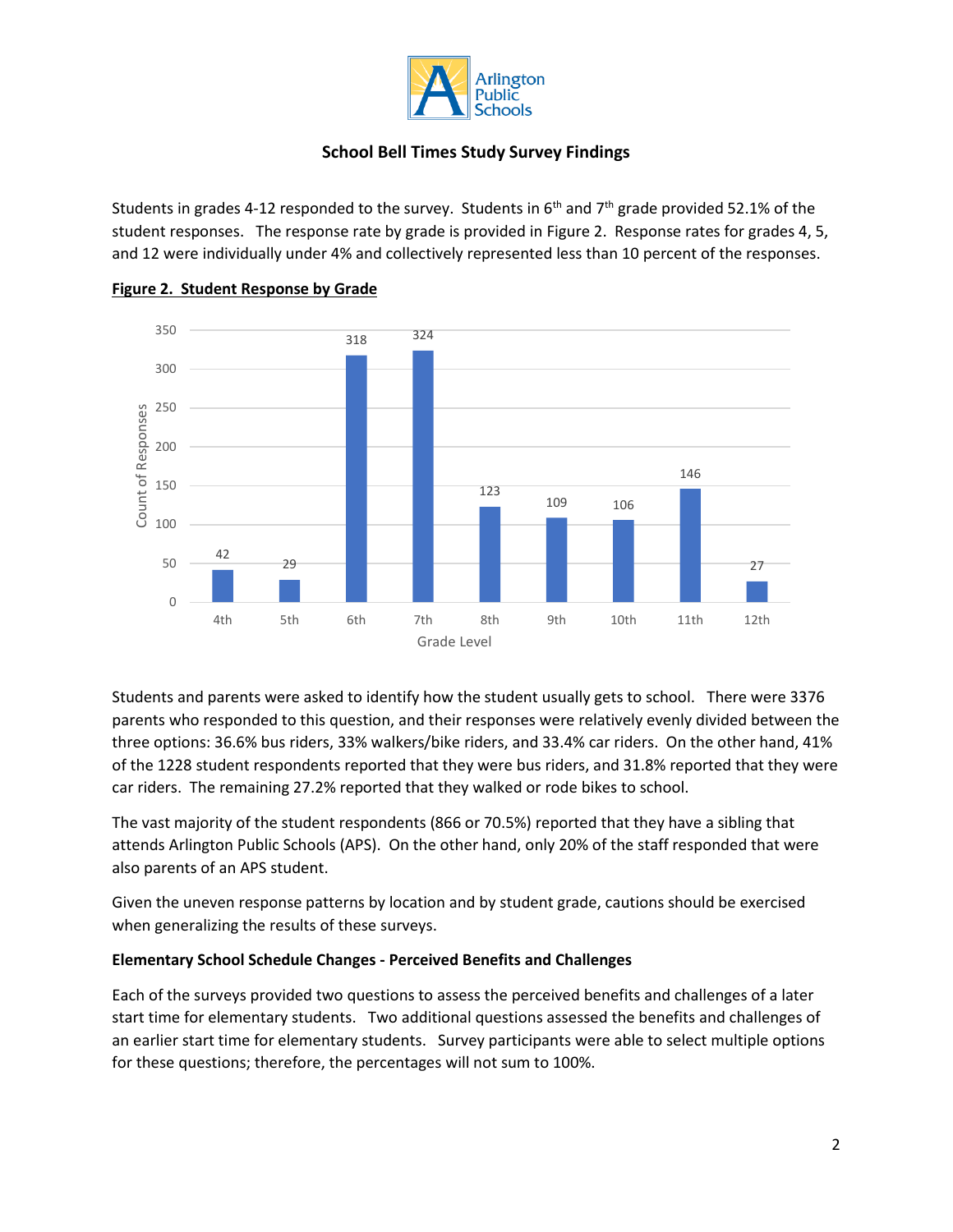# School Bell Times Study Survey Findings

Students in grades 4-12 responded to the survey. Students in 6th and 7th grade provided 52.1% of the student responses. The response rate by grade is provided in Figure 2. Response rates for grades 4, 5, and 12 were individually under 4% and collectively represented less than 10 percent of the responses.

**Figure 2. Student Response by Grade**

| Grade Level | Count of Responses |
|---|---|
| 4th | 42 |
| 5th | 29 |
| 6th | 318 |
| 7th | 324 |
| 8th | 123 |
| 9th | 109 |
| 10th | 106 |
| 11th | 146 |
| 12th | 27 |

Students and parents were asked to identify how the student usually gets to school. There were 3376 parents who responded to this question, and their responses were relatively evenly divided between the three options: 36.6% bus riders, 33% walkers/bike riders, and 33.4% car riders. On the other hand, 41% of the 1228 student respondents reported that they were bus riders, and 31.8% reported that they were car riders. The remaining 27.2% reported that they walked or rode bikes to school.

The vast majority of the student respondents (866 or 70.5%) reported that they have a sibling that attends Arlington Public Schools (APS). On the other hand, only 20% of the staff responded that were also parents of an APS student.

Given the uneven response patterns by location and by student grade, cautions should be exercised when generalizing the results of these surveys.

**Elementary School Schedule Changes - Perceived Benefits and Challenges**

Each of the surveys provided two questions to assess the perceived benefits and challenges of a later start time for elementary students. Two additional questions assessed the benefits and challenges of an earlier start time for elementary students. Survey participants were able to select multiple options for these questions; therefore, the percentages will not sum to 100%.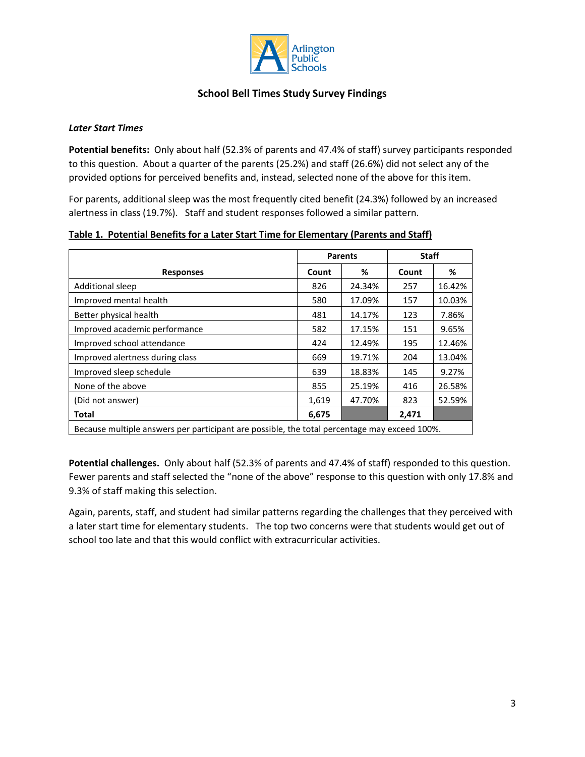## School Bell Times Study Survey Findings

### *Later Start Times*

**Potential benefits:** Only about half (52.3% of parents and 47.4% of staff) survey participants responded to this question. About a quarter of the parents (25.2%) and staff (26.6%) did not select any of the provided options for perceived benefits and, instead, selected none of the above for this item.

For parents, additional sleep was the most frequently cited benefit (24.3%) followed by an increased alertness in class (19.7%). Staff and student responses followed a similar pattern.

**Table 1. Potential Benefits for a Later Start Time for Elementary (Parents and Staff)**

| Responses | Parents | | Staff | |
|---|---|---|---|---|
| | Count | % | Count | % |
| Additional sleep | 826 | 24.34% | 257 | 16.42% |
| Improved mental health | 580 | 17.09% | 157 | 10.03% |
| Better physical health | 481 | 14.17% | 123 | 7.86% |
| Improved academic performance | 582 | 17.15% | 151 | 9.65% |
| Improved school attendance | 424 | 12.49% | 195 | 12.46% |
| Improved alertness during class | 669 | 19.71% | 204 | 13.04% |
| Improved sleep schedule | 639 | 18.83% | 145 | 9.27% |
| None of the above | 855 | 25.19% | 416 | 26.58% |
| (Did not answer) | 1,619 | 47.70% | 823 | 52.59% |
| **Total** | **6,675** | | **2,471** | |

Because multiple answers per participant are possible, the total percentage may exceed 100%.

**Potential challenges.** Only about half (52.3% of parents and 47.4% of staff) responded to this question. Fewer parents and staff selected the "none of the above" response to this question with only 17.8% and 9.3% of staff making this selection.

Again, parents, staff, and student had similar patterns regarding the challenges that they perceived with a later start time for elementary students. The top two concerns were that students would get out of school too late and that this would conflict with extracurricular activities.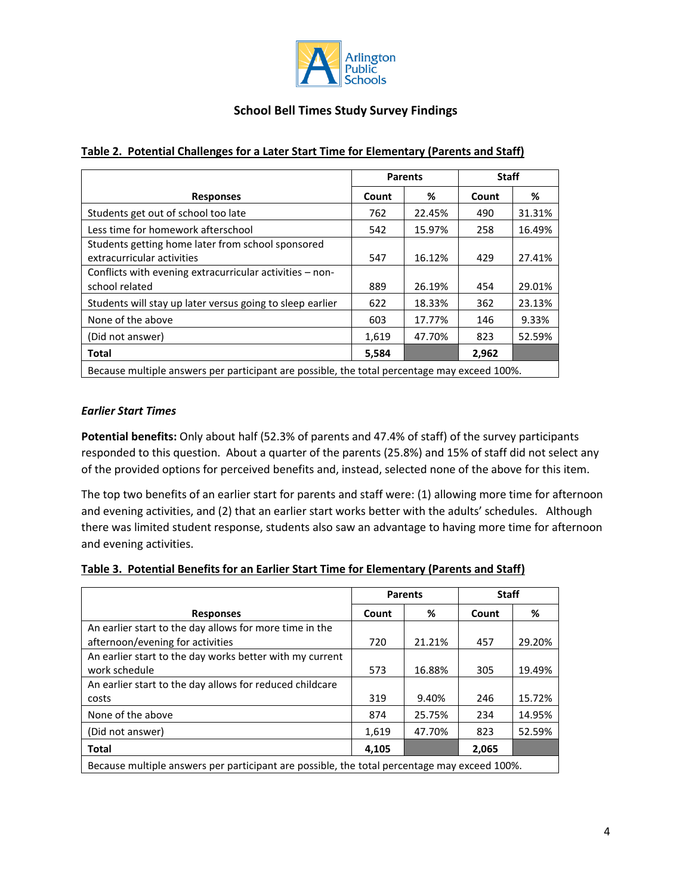**School Bell Times Study Survey Findings**

**Table 2. Potential Challenges for a Later Start Time for Elementary (Parents and Staff)**

| Responses | Parents | | Staff | |
|---|---|---|---|---|
| | Count | % | Count | % |
| Students get out of school too late | 762 | 22.45% | 490 | 31.31% |
| Less time for homework afterschool | 542 | 15.97% | 258 | 16.49% |
| Students getting home later from school sponsored extracurricular activities | 547 | 16.12% | 429 | 27.41% |
| Conflicts with evening extracurricular activities – non-school related | 889 | 26.19% | 454 | 29.01% |
| Students will stay up later versus going to sleep earlier | 622 | 18.33% | 362 | 23.13% |
| None of the above | 603 | 17.77% | 146 | 9.33% |
| (Did not answer) | 1,619 | 47.70% | 823 | 52.59% |
| **Total** | **5,584** | | **2,962** | |
| Because multiple answers per participant are possible, the total percentage may exceed 100%. | | | | |

### *Earlier Start Times*

**Potential benefits:** Only about half (52.3% of parents and 47.4% of staff) of the survey participants responded to this question. About a quarter of the parents (25.8%) and 15% of staff did not select any of the provided options for perceived benefits and, instead, selected none of the above for this item.

The top two benefits of an earlier start for parents and staff were: (1) allowing more time for afternoon and evening activities, and (2) that an earlier start works better with the adults' schedules. Although there was limited student response, students also saw an advantage to having more time for afternoon and evening activities.

**Table 3. Potential Benefits for an Earlier Start Time for Elementary (Parents and Staff)**

| Responses | Parents | | Staff | |
|---|---|---|---|---|
| | Count | % | Count | % |
| An earlier start to the day allows for more time in the afternoon/evening for activities | 720 | 21.21% | 457 | 29.20% |
| An earlier start to the day works better with my current work schedule | 573 | 16.88% | 305 | 19.49% |
| An earlier start to the day allows for reduced childcare costs | 319 | 9.40% | 246 | 15.72% |
| None of the above | 874 | 25.75% | 234 | 14.95% |
| (Did not answer) | 1,619 | 47.70% | 823 | 52.59% |
| **Total** | **4,105** | | **2,065** | |
| Because multiple answers per participant are possible, the total percentage may exceed 100%. | | | | |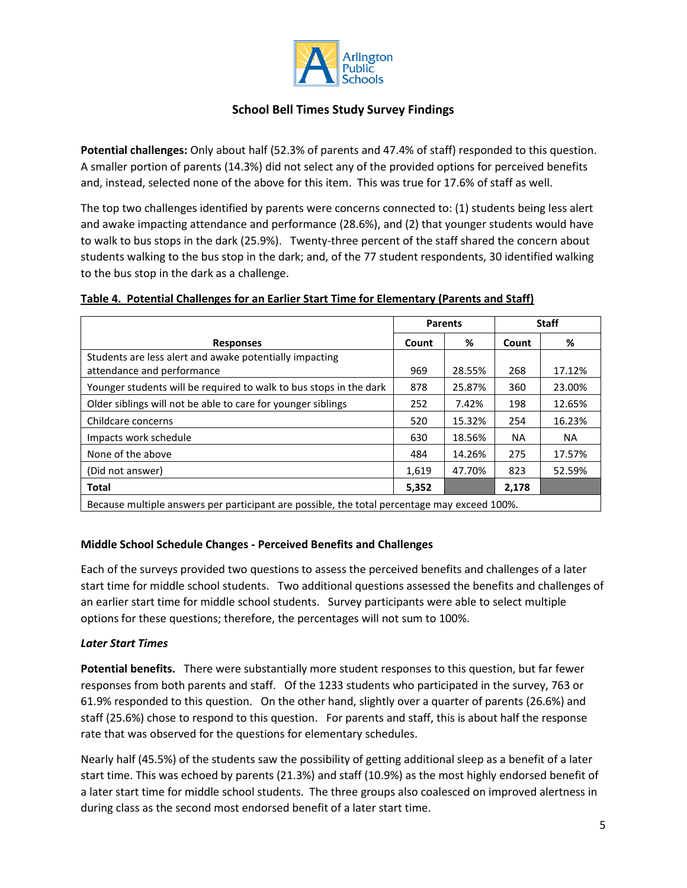**Potential challenges:** Only about half (52.3% of parents and 47.4% of staff) responded to this question. A smaller portion of parents (14.3%) did not select any of the provided options for perceived benefits and, instead, selected none of the above for this item. This was true for 17.6% of staff as well.

The top two challenges identified by parents were concerns connected to: (1) students being less alert and awake impacting attendance and performance (28.6%), and (2) that younger students would have to walk to bus stops in the dark (25.9%). Twenty-three percent of the staff shared the concern about students walking to the bus stop in the dark; and, of the 77 student respondents, 30 identified walking to the bus stop in the dark as a challenge.

**Table 4. Potential Challenges for an Earlier Start Time for Elementary (Parents and Staff)**

| | Parents | | Staff | |
|---|---|---|---|---|
| Responses | Count | % | Count | % |
| Students are less alert and awake potentially impacting attendance and performance | 969 | 28.55% | 268 | 17.12% |
| Younger students will be required to walk to bus stops in the dark | 878 | 25.87% | 360 | 23.00% |
| Older siblings will not be able to care for younger siblings | 252 | 7.42% | 198 | 12.65% |
| Childcare concerns | 520 | 15.32% | 254 | 16.23% |
| Impacts work schedule | 630 | 18.56% | NA | NA |
| None of the above | 484 | 14.26% | 275 | 17.57% |
| (Did not answer) | 1,619 | 47.70% | 823 | 52.59% |
| **Total** | **5,352** | | **2,178** | |
| Because multiple answers per participant are possible, the total percentage may exceed 100%. | | | | |

### Middle School Schedule Changes - Perceived Benefits and Challenges

Each of the surveys provided two questions to assess the perceived benefits and challenges of a later start time for middle school students. Two additional questions assessed the benefits and challenges of an earlier start time for middle school students. Survey participants were able to select multiple options for these questions; therefore, the percentages will not sum to 100%.

#### *Later Start Times*

**Potential benefits.** There were substantially more student responses to this question, but far fewer responses from both parents and staff. Of the 1233 students who participated in the survey, 763 or 61.9% responded to this question. On the other hand, slightly over a quarter of parents (26.6%) and staff (25.6%) chose to respond to this question. For parents and staff, this is about half the response rate that was observed for the questions for elementary schedules.

Nearly half (45.5%) of the students saw the possibility of getting additional sleep as a benefit of a later start time. This was echoed by parents (21.3%) and staff (10.9%) as the most highly endorsed benefit of a later start time for middle school students. The three groups also coalesced on improved alertness in during class as the second most endorsed benefit of a later start time.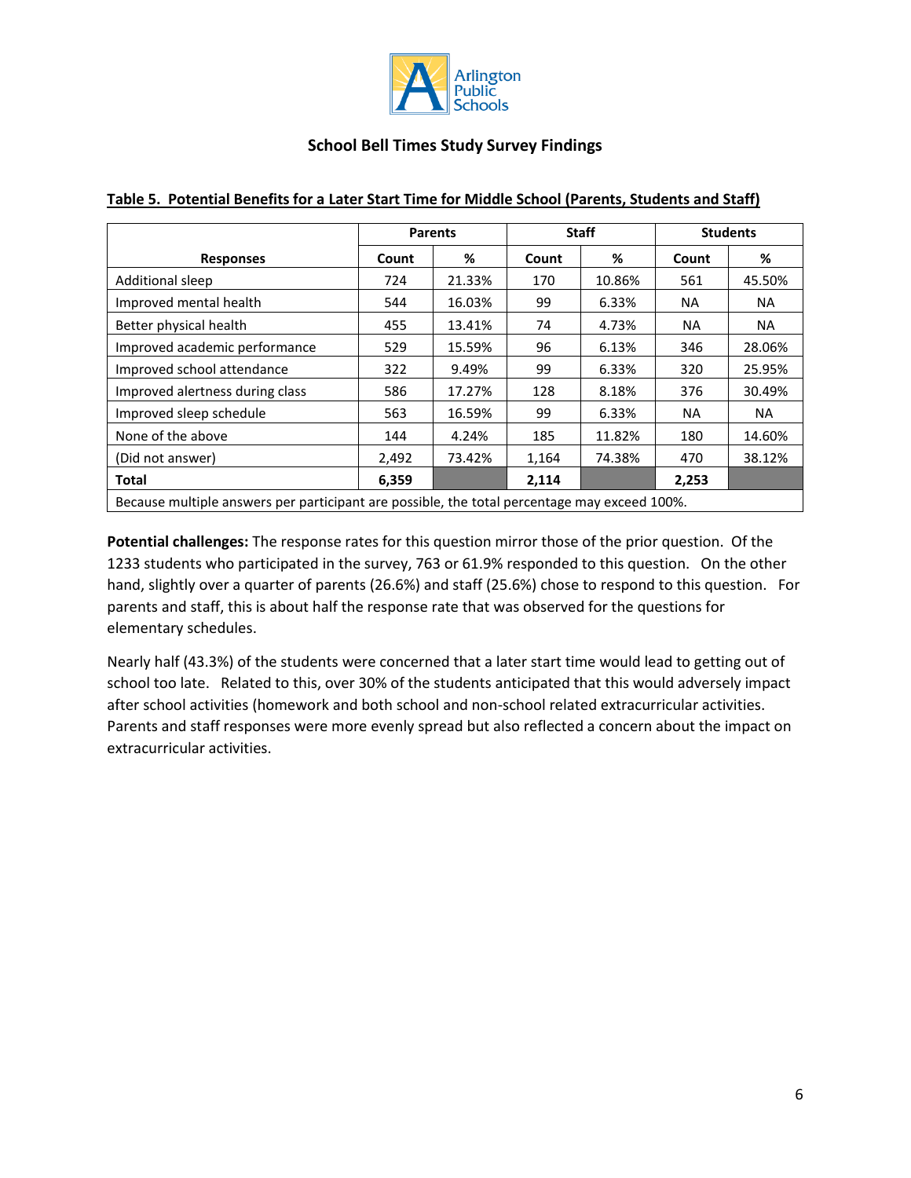## School Bell Times Study Survey Findings

**Table 5. Potential Benefits for a Later Start Time for Middle School (Parents, Students and Staff)**

| Responses | Parents | | Staff | | Students | |
|---|---|---|---|---|---|---|
| | Count | % | Count | % | Count | % |
| Additional sleep | 724 | 21.33% | 170 | 10.86% | 561 | 45.50% |
| Improved mental health | 544 | 16.03% | 99 | 6.33% | NA | NA |
| Better physical health | 455 | 13.41% | 74 | 4.73% | NA | NA |
| Improved academic performance | 529 | 15.59% | 96 | 6.13% | 346 | 28.06% |
| Improved school attendance | 322 | 9.49% | 99 | 6.33% | 320 | 25.95% |
| Improved alertness during class | 586 | 17.27% | 128 | 8.18% | 376 | 30.49% |
| Improved sleep schedule | 563 | 16.59% | 99 | 6.33% | NA | NA |
| None of the above | 144 | 4.24% | 185 | 11.82% | 180 | 14.60% |
| (Did not answer) | 2,492 | 73.42% | 1,164 | 74.38% | 470 | 38.12% |
| **Total** | **6,359** | | **2,114** | | **2,253** | |
| Because multiple answers per participant are possible, the total percentage may exceed 100%. | | | | | | |

**Potential challenges:** The response rates for this question mirror those of the prior question. Of the 1233 students who participated in the survey, 763 or 61.9% responded to this question. On the other hand, slightly over a quarter of parents (26.6%) and staff (25.6%) chose to respond to this question. For parents and staff, this is about half the response rate that was observed for the questions for elementary schedules.

Nearly half (43.3%) of the students were concerned that a later start time would lead to getting out of school too late. Related to this, over 30% of the students anticipated that this would adversely impact after school activities (homework and both school and non-school related extracurricular activities. Parents and staff responses were more evenly spread but also reflected a concern about the impact on extracurricular activities.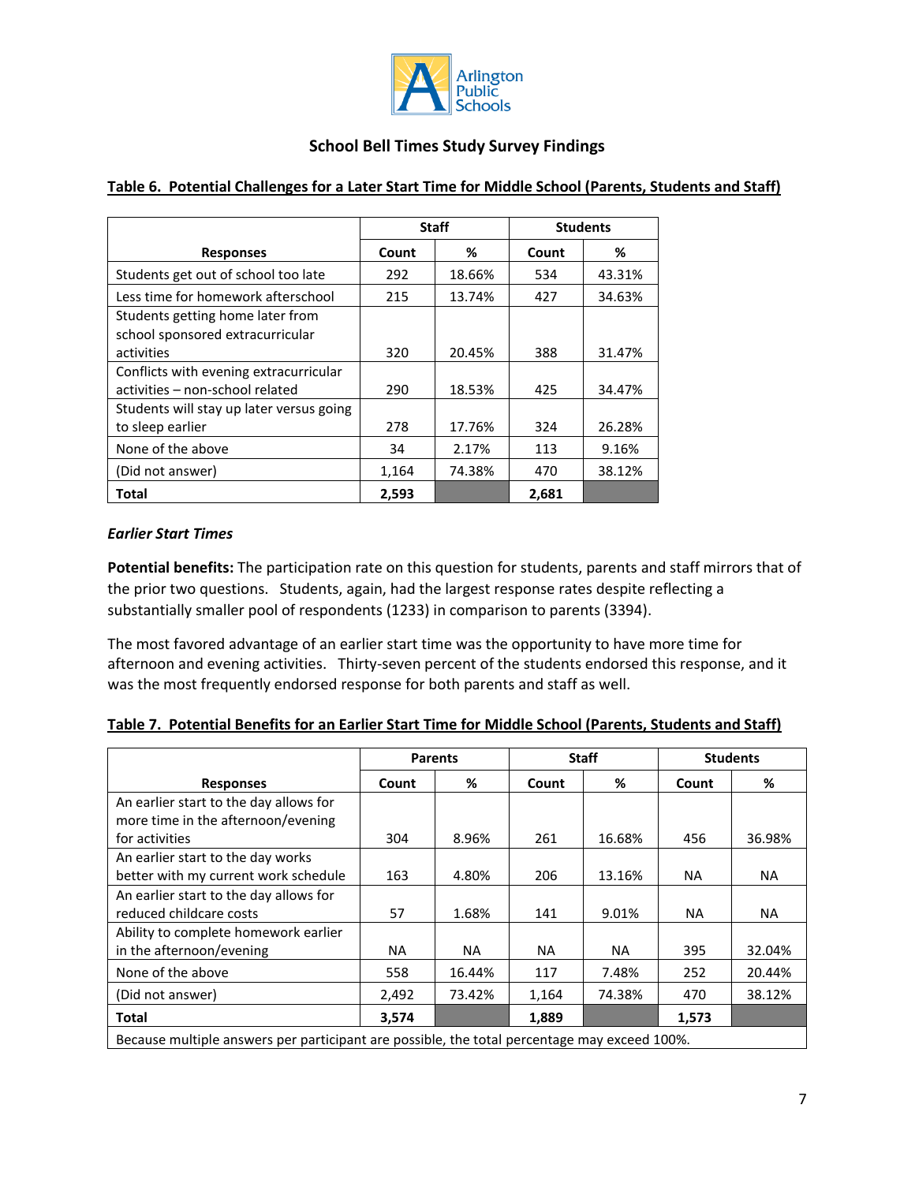## School Bell Times Study Survey Findings

**Table 6. Potential Challenges for a Later Start Time for Middle School (Parents, Students and Staff)**

| Responses | Staff | | Students | |
|---|---|---|---|---|
| | Count | % | Count | % |
| Students get out of school too late | 292 | 18.66% | 534 | 43.31% |
| Less time for homework afterschool | 215 | 13.74% | 427 | 34.63% |
| Students getting home later from school sponsored extracurricular activities | 320 | 20.45% | 388 | 31.47% |
| Conflicts with evening extracurricular activities – non-school related | 290 | 18.53% | 425 | 34.47% |
| Students will stay up later versus going to sleep earlier | 278 | 17.76% | 324 | 26.28% |
| None of the above | 34 | 2.17% | 113 | 9.16% |
| (Did not answer) | 1,164 | 74.38% | 470 | 38.12% |
| **Total** | **2,593** | | **2,681** | |

### *Earlier Start Times*

**Potential benefits:** The participation rate on this question for students, parents and staff mirrors that of the prior two questions. Students, again, had the largest response rates despite reflecting a substantially smaller pool of respondents (1233) in comparison to parents (3394).

The most favored advantage of an earlier start time was the opportunity to have more time for afternoon and evening activities. Thirty-seven percent of the students endorsed this response, and it was the most frequently endorsed response for both parents and staff as well.

**Table 7. Potential Benefits for an Earlier Start Time for Middle School (Parents, Students and Staff)**

| Responses | Parents | | Staff | | Students | |
|---|---|---|---|---|---|---|
| | Count | % | Count | % | Count | % |
| An earlier start to the day allows for more time in the afternoon/evening for activities | 304 | 8.96% | 261 | 16.68% | 456 | 36.98% |
| An earlier start to the day works better with my current work schedule | 163 | 4.80% | 206 | 13.16% | NA | NA |
| An earlier start to the day allows for reduced childcare costs | 57 | 1.68% | 141 | 9.01% | NA | NA |
| Ability to complete homework earlier in the afternoon/evening | NA | NA | NA | NA | 395 | 32.04% |
| None of the above | 558 | 16.44% | 117 | 7.48% | 252 | 20.44% |
| (Did not answer) | 2,492 | 73.42% | 1,164 | 74.38% | 470 | 38.12% |
| **Total** | **3,574** | | **1,889** | | **1,573** | |

Because multiple answers per participant are possible, the total percentage may exceed 100%.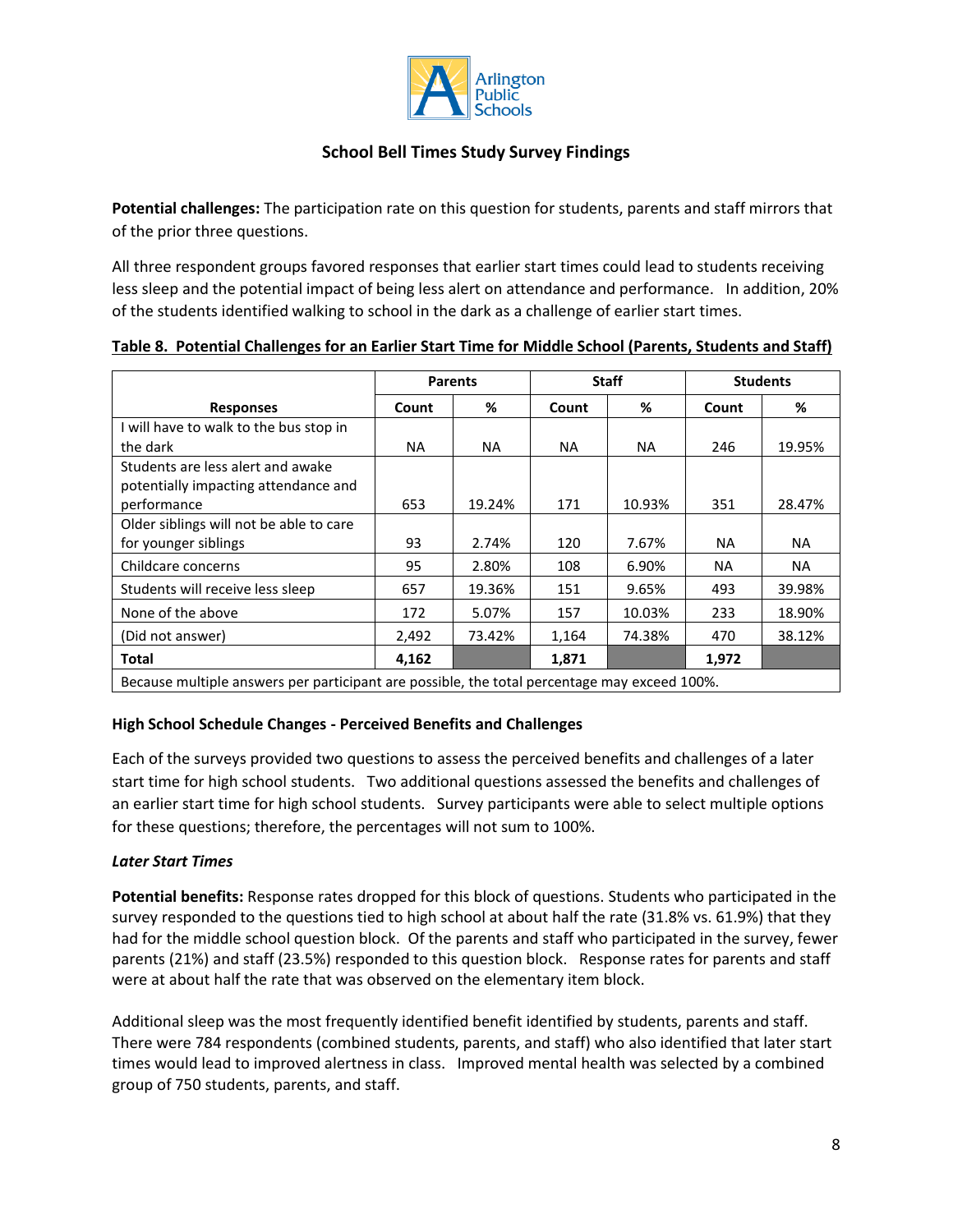**Potential challenges:** The participation rate on this question for students, parents and staff mirrors that of the prior three questions.

All three respondent groups favored responses that earlier start times could lead to students receiving less sleep and the potential impact of being less alert on attendance and performance. In addition, 20% of the students identified walking to school in the dark as a challenge of earlier start times.

**Table 8. Potential Challenges for an Earlier Start Time for Middle School (Parents, Students and Staff)**

| | Parents | | Staff | | Students | |
|---|---|---|---|---|---|---|
| **Responses** | **Count** | **%** | **Count** | **%** | **Count** | **%** |
| I will have to walk to the bus stop in the dark | NA | NA | NA | NA | 246 | 19.95% |
| Students are less alert and awake potentially impacting attendance and performance | 653 | 19.24% | 171 | 10.93% | 351 | 28.47% |
| Older siblings will not be able to care for younger siblings | 93 | 2.74% | 120 | 7.67% | NA | NA |
| Childcare concerns | 95 | 2.80% | 108 | 6.90% | NA | NA |
| Students will receive less sleep | 657 | 19.36% | 151 | 9.65% | 493 | 39.98% |
| None of the above | 172 | 5.07% | 157 | 10.03% | 233 | 18.90% |
| (Did not answer) | 2,492 | 73.42% | 1,164 | 74.38% | 470 | 38.12% |
| **Total** | **4,162** | | **1,871** | | **1,972** | |
| Because multiple answers per participant are possible, the total percentage may exceed 100%. | | | | | | |

### High School Schedule Changes - Perceived Benefits and Challenges

Each of the surveys provided two questions to assess the perceived benefits and challenges of a later start time for high school students. Two additional questions assessed the benefits and challenges of an earlier start time for high school students. Survey participants were able to select multiple options for these questions; therefore, the percentages will not sum to 100%.

#### *Later Start Times*

**Potential benefits:** Response rates dropped for this block of questions. Students who participated in the survey responded to the questions tied to high school at about half the rate (31.8% vs. 61.9%) that they had for the middle school question block. Of the parents and staff who participated in the survey, fewer parents (21%) and staff (23.5%) responded to this question block. Response rates for parents and staff were at about half the rate that was observed on the elementary item block.

Additional sleep was the most frequently identified benefit identified by students, parents and staff. There were 784 respondents (combined students, parents, and staff) who also identified that later start times would lead to improved alertness in class. Improved mental health was selected by a combined group of 750 students, parents, and staff.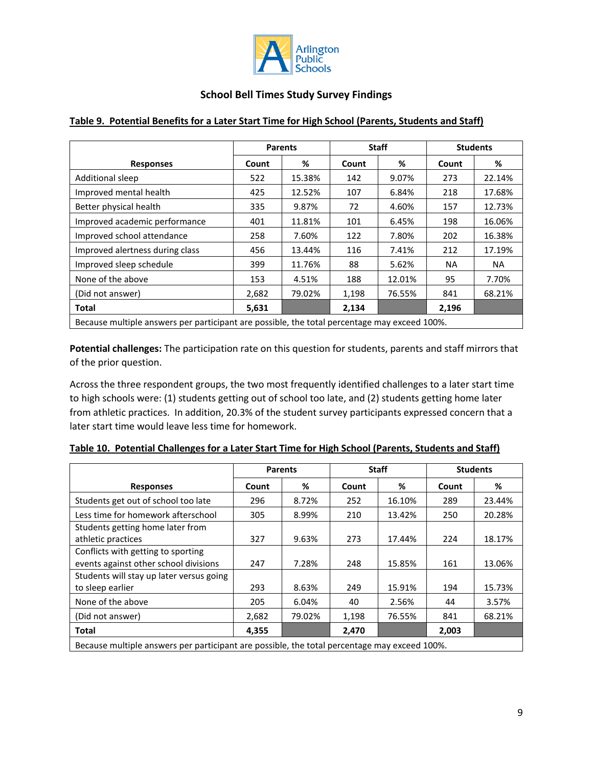Arlington Public Schools

## School Bell Times Study Survey Findings

**Table 9. Potential Benefits for a Later Start Time for High School (Parents, Students and Staff)**

| Responses | Parents | | Staff | | Students | |
|---|---|---|---|---|---|---|
| | Count | % | Count | % | Count | % |
| Additional sleep | 522 | 15.38% | 142 | 9.07% | 273 | 22.14% |
| Improved mental health | 425 | 12.52% | 107 | 6.84% | 218 | 17.68% |
| Better physical health | 335 | 9.87% | 72 | 4.60% | 157 | 12.73% |
| Improved academic performance | 401 | 11.81% | 101 | 6.45% | 198 | 16.06% |
| Improved school attendance | 258 | 7.60% | 122 | 7.80% | 202 | 16.38% |
| Improved alertness during class | 456 | 13.44% | 116 | 7.41% | 212 | 17.19% |
| Improved sleep schedule | 399 | 11.76% | 88 | 5.62% | NA | NA |
| None of the above | 153 | 4.51% | 188 | 12.01% | 95 | 7.70% |
| (Did not answer) | 2,682 | 79.02% | 1,198 | 76.55% | 841 | 68.21% |
| **Total** | **5,631** | | **2,134** | | **2,196** | |
| Because multiple answers per participant are possible, the total percentage may exceed 100%. | | | | | | |

**Potential challenges:** The participation rate on this question for students, parents and staff mirrors that of the prior question.

Across the three respondent groups, the two most frequently identified challenges to a later start time to high schools were: (1) students getting out of school too late, and (2) students getting home later from athletic practices. In addition, 20.3% of the student survey participants expressed concern that a later start time would leave less time for homework.

**Table 10. Potential Challenges for a Later Start Time for High School (Parents, Students and Staff)**

| Responses | Parents | | Staff | | Students | |
|---|---|---|---|---|---|---|
| | Count | % | Count | % | Count | % |
| Students get out of school too late | 296 | 8.72% | 252 | 16.10% | 289 | 23.44% |
| Less time for homework afterschool | 305 | 8.99% | 210 | 13.42% | 250 | 20.28% |
| Students getting home later from athletic practices | 327 | 9.63% | 273 | 17.44% | 224 | 18.17% |
| Conflicts with getting to sporting events against other school divisions | 247 | 7.28% | 248 | 15.85% | 161 | 13.06% |
| Students will stay up later versus going to sleep earlier | 293 | 8.63% | 249 | 15.91% | 194 | 15.73% |
| None of the above | 205 | 6.04% | 40 | 2.56% | 44 | 3.57% |
| (Did not answer) | 2,682 | 79.02% | 1,198 | 76.55% | 841 | 68.21% |
| **Total** | **4,355** | | **2,470** | | **2,003** | |
| Because multiple answers per participant are possible, the total percentage may exceed 100%. | | | | | | |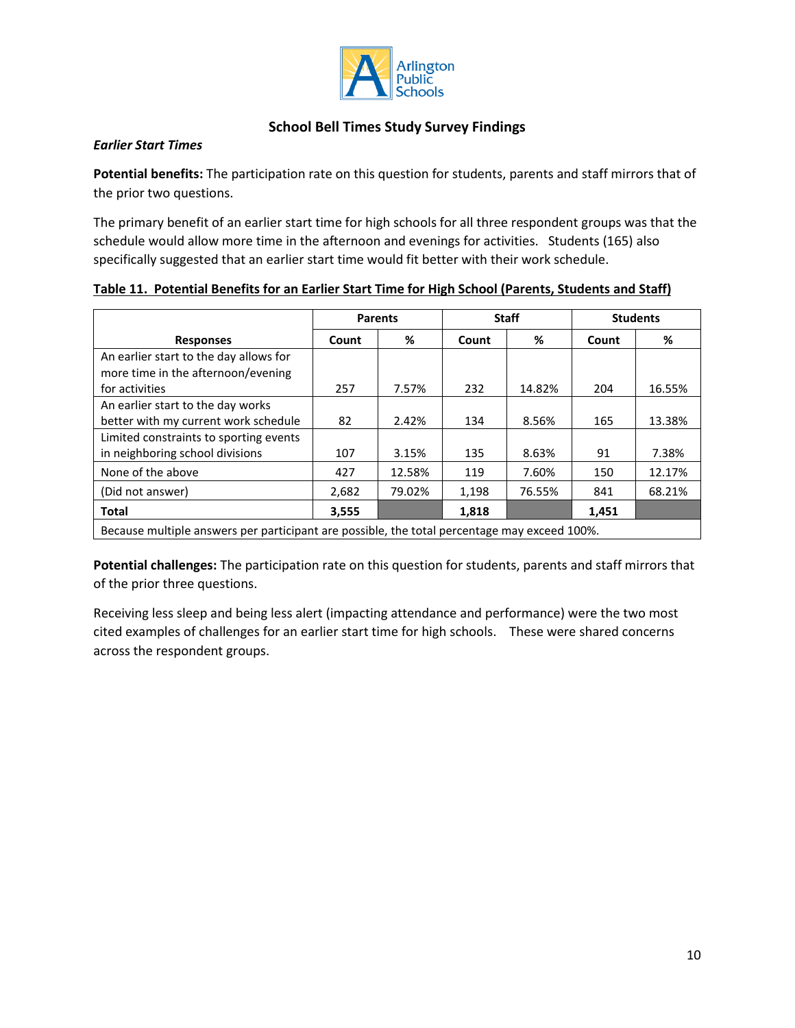## School Bell Times Study Survey Findings

*Earlier Start Times*

**Potential benefits:** The participation rate on this question for students, parents and staff mirrors that of the prior two questions.

The primary benefit of an earlier start time for high schools for all three respondent groups was that the schedule would allow more time in the afternoon and evenings for activities. Students (165) also specifically suggested that an earlier start time would fit better with their work schedule.

**Table 11. Potential Benefits for an Earlier Start Time for High School (Parents, Students and Staff)**

| Responses | Parents | | Staff | | Students | |
|---|---|---|---|---|---|---|
| | Count | % | Count | % | Count | % |
| An earlier start to the day allows for more time in the afternoon/evening for activities | 257 | 7.57% | 232 | 14.82% | 204 | 16.55% |
| An earlier start to the day works better with my current work schedule | 82 | 2.42% | 134 | 8.56% | 165 | 13.38% |
| Limited constraints to sporting events in neighboring school divisions | 107 | 3.15% | 135 | 8.63% | 91 | 7.38% |
| None of the above | 427 | 12.58% | 119 | 7.60% | 150 | 12.17% |
| (Did not answer) | 2,682 | 79.02% | 1,198 | 76.55% | 841 | 68.21% |
| **Total** | **3,555** | | **1,818** | | **1,451** | |

Because multiple answers per participant are possible, the total percentage may exceed 100%.

**Potential challenges:** The participation rate on this question for students, parents and staff mirrors that of the prior three questions.

Receiving less sleep and being less alert (impacting attendance and performance) were the two most cited examples of challenges for an earlier start time for high schools. These were shared concerns across the respondent groups.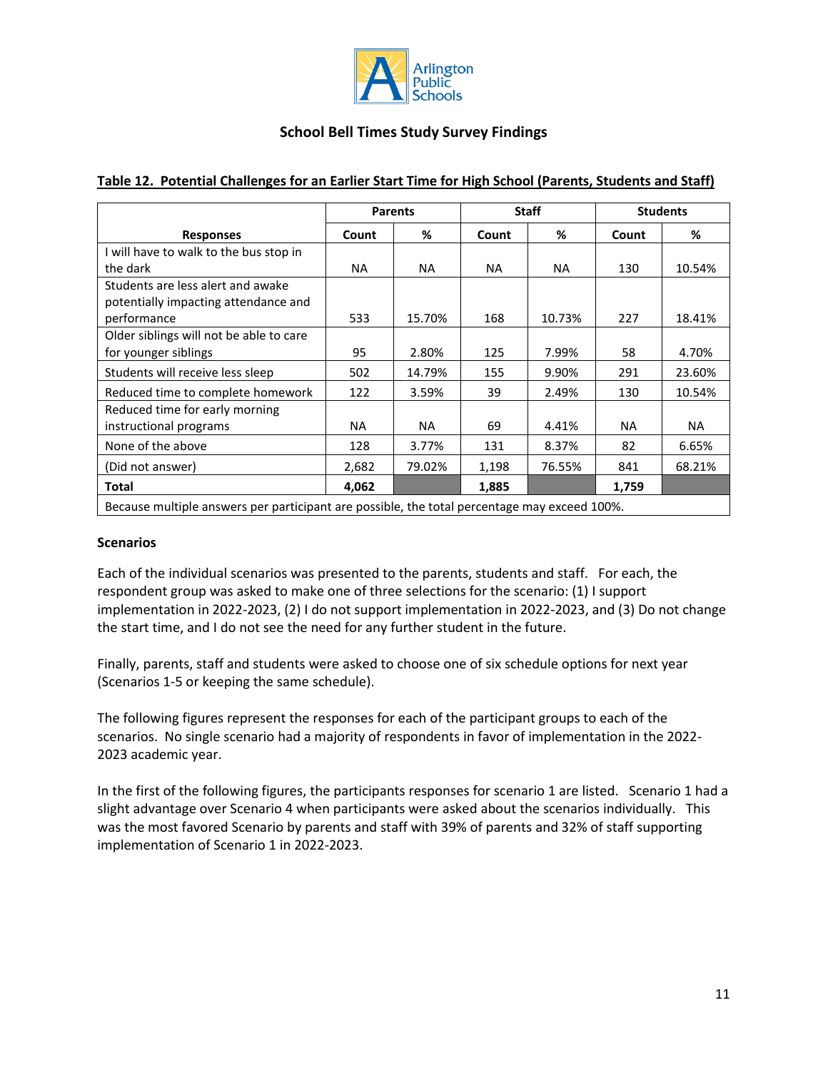**School Bell Times Study Survey Findings**

**Table 12. Potential Challenges for an Earlier Start Time for High School (Parents, Students and Staff)**

| Responses | Parents | | Staff | | Students | |
|---|---|---|---|---|---|---|
| | Count | % | Count | % | Count | % |
| I will have to walk to the bus stop in the dark | NA | NA | NA | NA | 130 | 10.54% |
| Students are less alert and awake potentially impacting attendance and performance | 533 | 15.70% | 168 | 10.73% | 227 | 18.41% |
| Older siblings will not be able to care for younger siblings | 95 | 2.80% | 125 | 7.99% | 58 | 4.70% |
| Students will receive less sleep | 502 | 14.79% | 155 | 9.90% | 291 | 23.60% |
| Reduced time to complete homework | 122 | 3.59% | 39 | 2.49% | 130 | 10.54% |
| Reduced time for early morning instructional programs | NA | NA | 69 | 4.41% | NA | NA |
| None of the above | 128 | 3.77% | 131 | 8.37% | 82 | 6.65% |
| (Did not answer) | 2,682 | 79.02% | 1,198 | 76.55% | 841 | 68.21% |
| **Total** | **4,062** | | **1,885** | | **1,759** | |
| Because multiple answers per participant are possible, the total percentage may exceed 100%. | | | | | | |

**Scenarios**

Each of the individual scenarios was presented to the parents, students and staff. For each, the respondent group was asked to make one of three selections for the scenario: (1) I support implementation in 2022-2023, (2) I do not support implementation in 2022-2023, and (3) Do not change the start time, and I do not see the need for any further student in the future.

Finally, parents, staff and students were asked to choose one of six schedule options for next year (Scenarios 1-5 or keeping the same schedule).

The following figures represent the responses for each of the participant groups to each of the scenarios. No single scenario had a majority of respondents in favor of implementation in the 2022-2023 academic year.

In the first of the following figures, the participants responses for scenario 1 are listed. Scenario 1 had a slight advantage over Scenario 4 when participants were asked about the scenarios individually. This was the most favored Scenario by parents and staff with 39% of parents and 32% of staff supporting implementation of Scenario 1 in 2022-2023.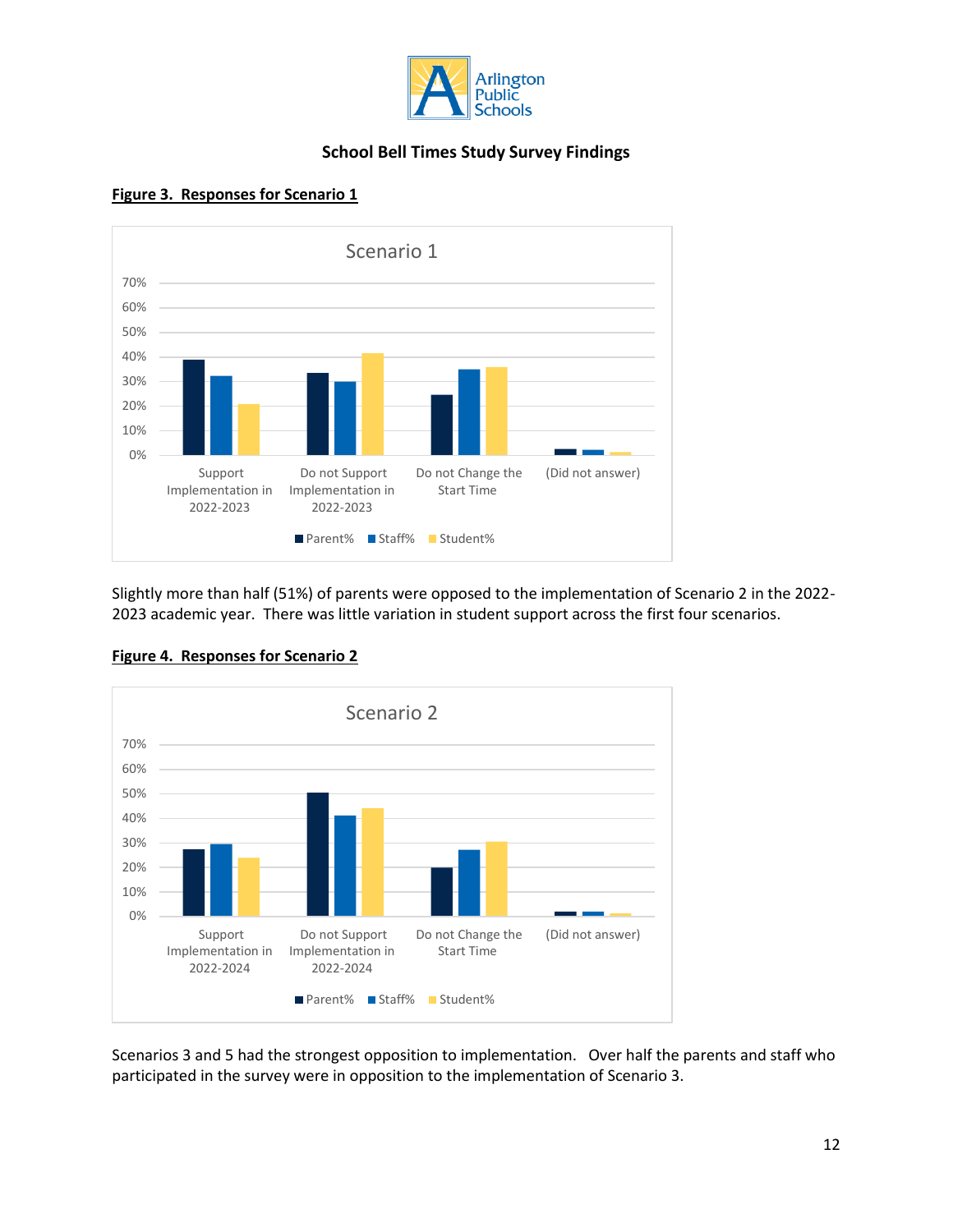**School Bell Times Study Survey Findings**

**Figure 3. Responses for Scenario 1**

Slightly more than half (51%) of parents were opposed to the implementation of Scenario 2 in the 2022-2023 academic year. There was little variation in student support across the first four scenarios.

**Figure 4. Responses for Scenario 2**

Scenarios 3 and 5 had the strongest opposition to implementation. Over half the parents and staff who participated in the survey were in opposition to the implementation of Scenario 3.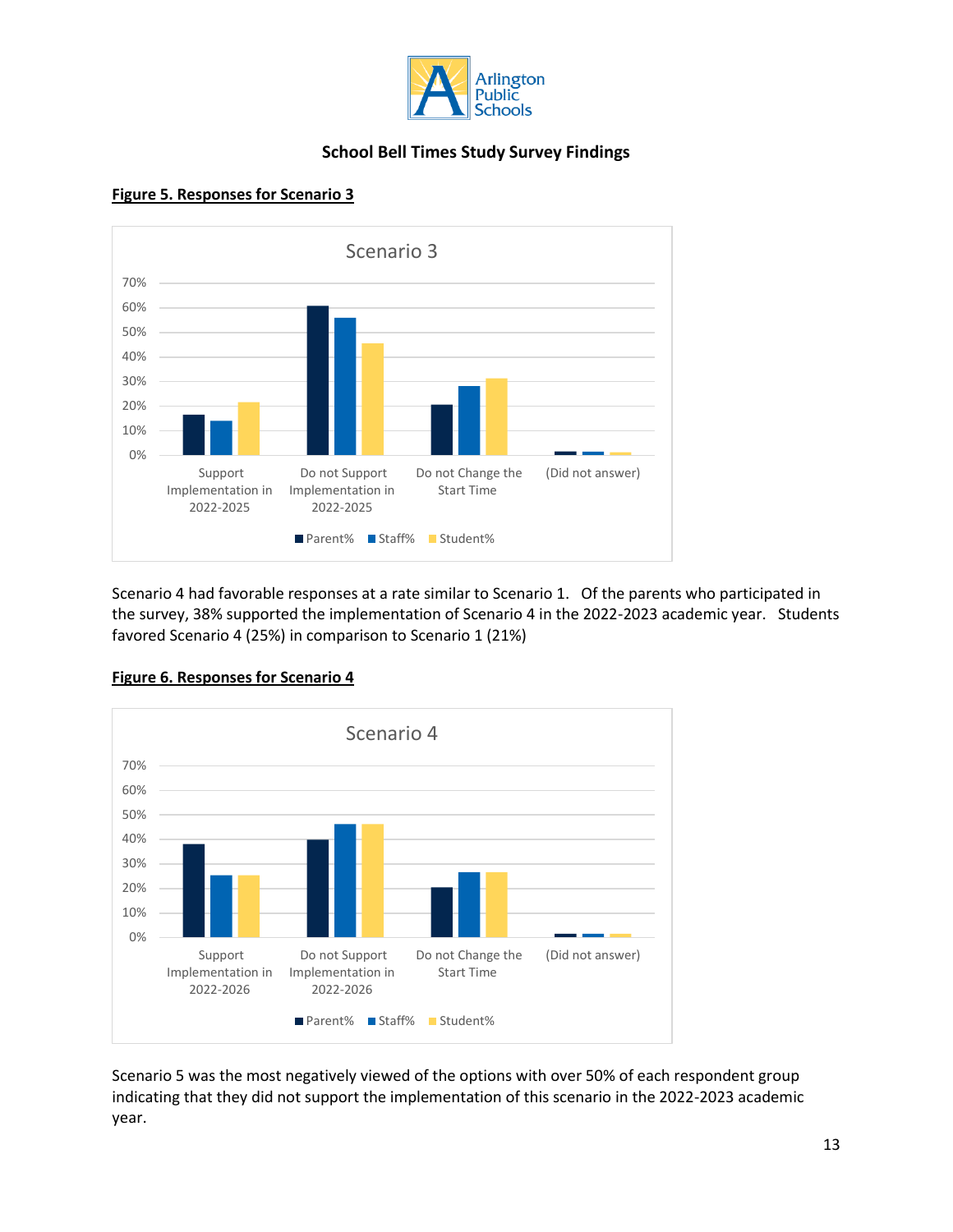**School Bell Times Study Survey Findings**

**Figure 5. Responses for Scenario 3**

Scenario 4 had favorable responses at a rate similar to Scenario 1. Of the parents who participated in the survey, 38% supported the implementation of Scenario 4 in the 2022-2023 academic year. Students favored Scenario 4 (25%) in comparison to Scenario 1 (21%)

**Figure 6. Responses for Scenario 4**

Scenario 5 was the most negatively viewed of the options with over 50% of each respondent group indicating that they did not support the implementation of this scenario in the 2022-2023 academic year.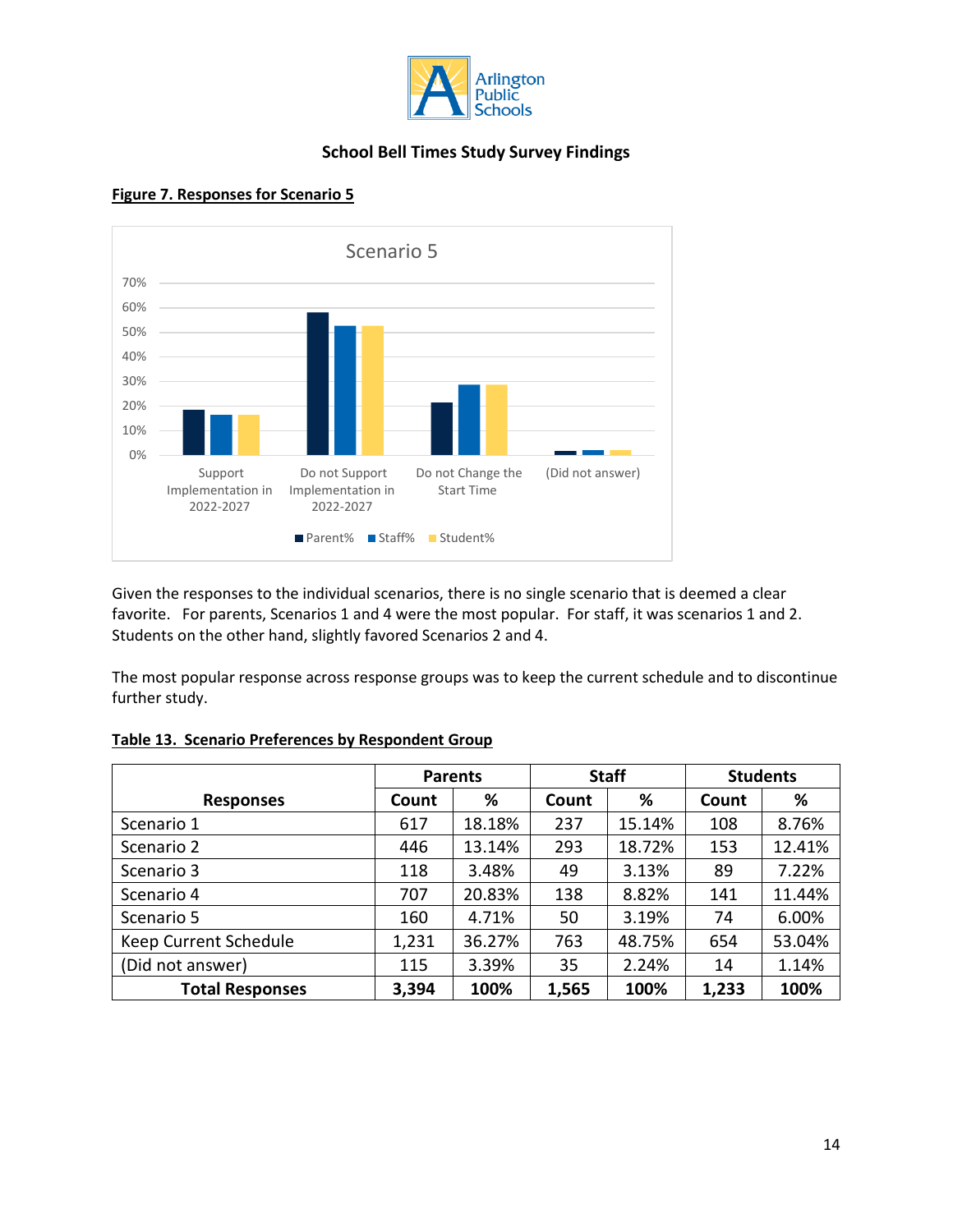**School Bell Times Study Survey Findings**

**Figure 7. Responses for Scenario 5**

Given the responses to the individual scenarios, there is no single scenario that is deemed a clear favorite. For parents, Scenarios 1 and 4 were the most popular. For staff, it was scenarios 1 and 2. Students on the other hand, slightly favored Scenarios 2 and 4.

The most popular response across response groups was to keep the current schedule and to discontinue further study.

**Table 13. Scenario Preferences by Respondent Group**

| Responses | Parents | | Staff | | Students | |
|---|---|---|---|---|---|---|
| | Count | % | Count | % | Count | % |
| Scenario 1 | 617 | 18.18% | 237 | 15.14% | 108 | 8.76% |
| Scenario 2 | 446 | 13.14% | 293 | 18.72% | 153 | 12.41% |
| Scenario 3 | 118 | 3.48% | 49 | 3.13% | 89 | 7.22% |
| Scenario 4 | 707 | 20.83% | 138 | 8.82% | 141 | 11.44% |
| Scenario 5 | 160 | 4.71% | 50 | 3.19% | 74 | 6.00% |
| Keep Current Schedule | 1,231 | 36.27% | 763 | 48.75% | 654 | 53.04% |
| (Did not answer) | 115 | 3.39% | 35 | 2.24% | 14 | 1.14% |
| **Total Responses** | **3,394** | **100%** | **1,565** | **100%** | **1,233** | **100%** |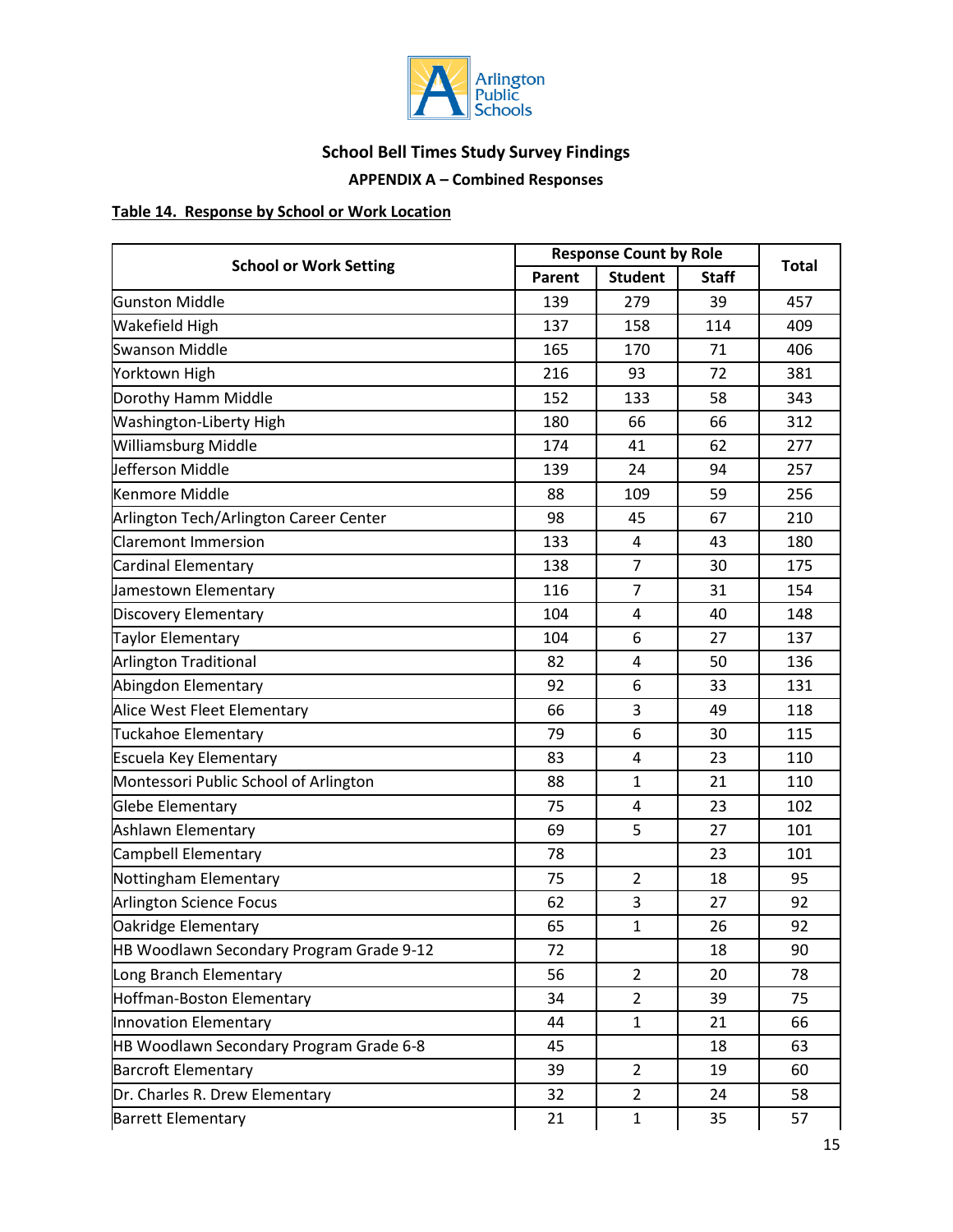Arlington Public Schools

## School Bell Times Study Survey Findings

### APPENDIX A – Combined Responses

**Table 14. Response by School or Work Location**

| School or Work Setting | Response Count by Role | | | Total |
|---|---|---|---|---|
| | Parent | Student | Staff | |
| Gunston Middle | 139 | 279 | 39 | 457 |
| Wakefield High | 137 | 158 | 114 | 409 |
| Swanson Middle | 165 | 170 | 71 | 406 |
| Yorktown High | 216 | 93 | 72 | 381 |
| Dorothy Hamm Middle | 152 | 133 | 58 | 343 |
| Washington-Liberty High | 180 | 66 | 66 | 312 |
| Williamsburg Middle | 174 | 41 | 62 | 277 |
| Jefferson Middle | 139 | 24 | 94 | 257 |
| Kenmore Middle | 88 | 109 | 59 | 256 |
| Arlington Tech/Arlington Career Center | 98 | 45 | 67 | 210 |
| Claremont Immersion | 133 | 4 | 43 | 180 |
| Cardinal Elementary | 138 | 7 | 30 | 175 |
| Jamestown Elementary | 116 | 7 | 31 | 154 |
| Discovery Elementary | 104 | 4 | 40 | 148 |
| Taylor Elementary | 104 | 6 | 27 | 137 |
| Arlington Traditional | 82 | 4 | 50 | 136 |
| Abingdon Elementary | 92 | 6 | 33 | 131 |
| Alice West Fleet Elementary | 66 | 3 | 49 | 118 |
| Tuckahoe Elementary | 79 | 6 | 30 | 115 |
| Escuela Key Elementary | 83 | 4 | 23 | 110 |
| Montessori Public School of Arlington | 88 | 1 | 21 | 110 |
| Glebe Elementary | 75 | 4 | 23 | 102 |
| Ashlawn Elementary | 69 | 5 | 27 | 101 |
| Campbell Elementary | 78 | | 23 | 101 |
| Nottingham Elementary | 75 | 2 | 18 | 95 |
| Arlington Science Focus | 62 | 3 | 27 | 92 |
| Oakridge Elementary | 65 | 1 | 26 | 92 |
| HB Woodlawn Secondary Program Grade 9-12 | 72 | | 18 | 90 |
| Long Branch Elementary | 56 | 2 | 20 | 78 |
| Hoffman-Boston Elementary | 34 | 2 | 39 | 75 |
| Innovation Elementary | 44 | 1 | 21 | 66 |
| HB Woodlawn Secondary Program Grade 6-8 | 45 | | 18 | 63 |
| Barcroft Elementary | 39 | 2 | 19 | 60 |
| Dr. Charles R. Drew Elementary | 32 | 2 | 24 | 58 |
| Barrett Elementary | 21 | 1 | 35 | 57 |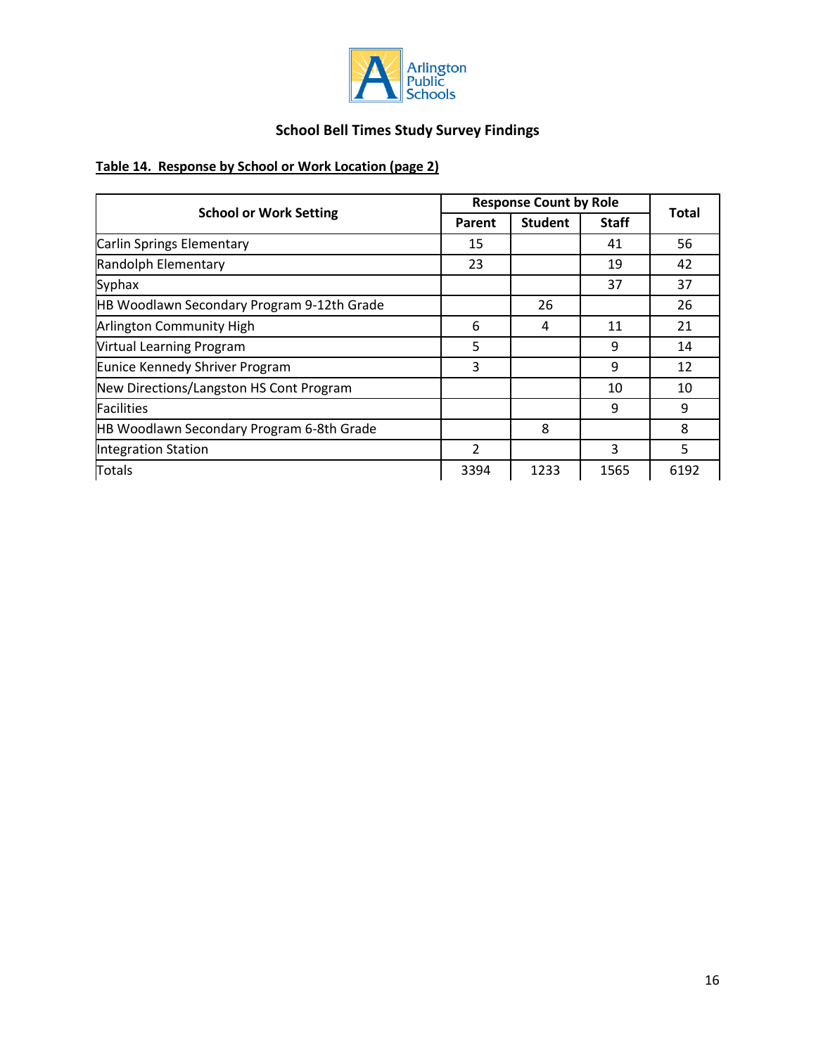## School Bell Times Study Survey Findings

**Table 14. Response by School or Work Location (page 2)**

| School or Work Setting | Response Count by Role | | | Total |
|---|---|---|---|---|
| | Parent | Student | Staff | |
| Carlin Springs Elementary | 15 | | 41 | 56 |
| Randolph Elementary | 23 | | 19 | 42 |
| Syphax | | | 37 | 37 |
| HB Woodlawn Secondary Program 9-12th Grade | | 26 | | 26 |
| Arlington Community High | 6 | 4 | 11 | 21 |
| Virtual Learning Program | 5 | | 9 | 14 |
| Eunice Kennedy Shriver Program | 3 | | 9 | 12 |
| New Directions/Langston HS Cont Program | | | 10 | 10 |
| Facilities | | | 9 | 9 |
| HB Woodlawn Secondary Program 6-8th Grade | | 8 | | 8 |
| Integration Station | 2 | | 3 | 5 |
| Totals | 3394 | 1233 | 1565 | 6192 |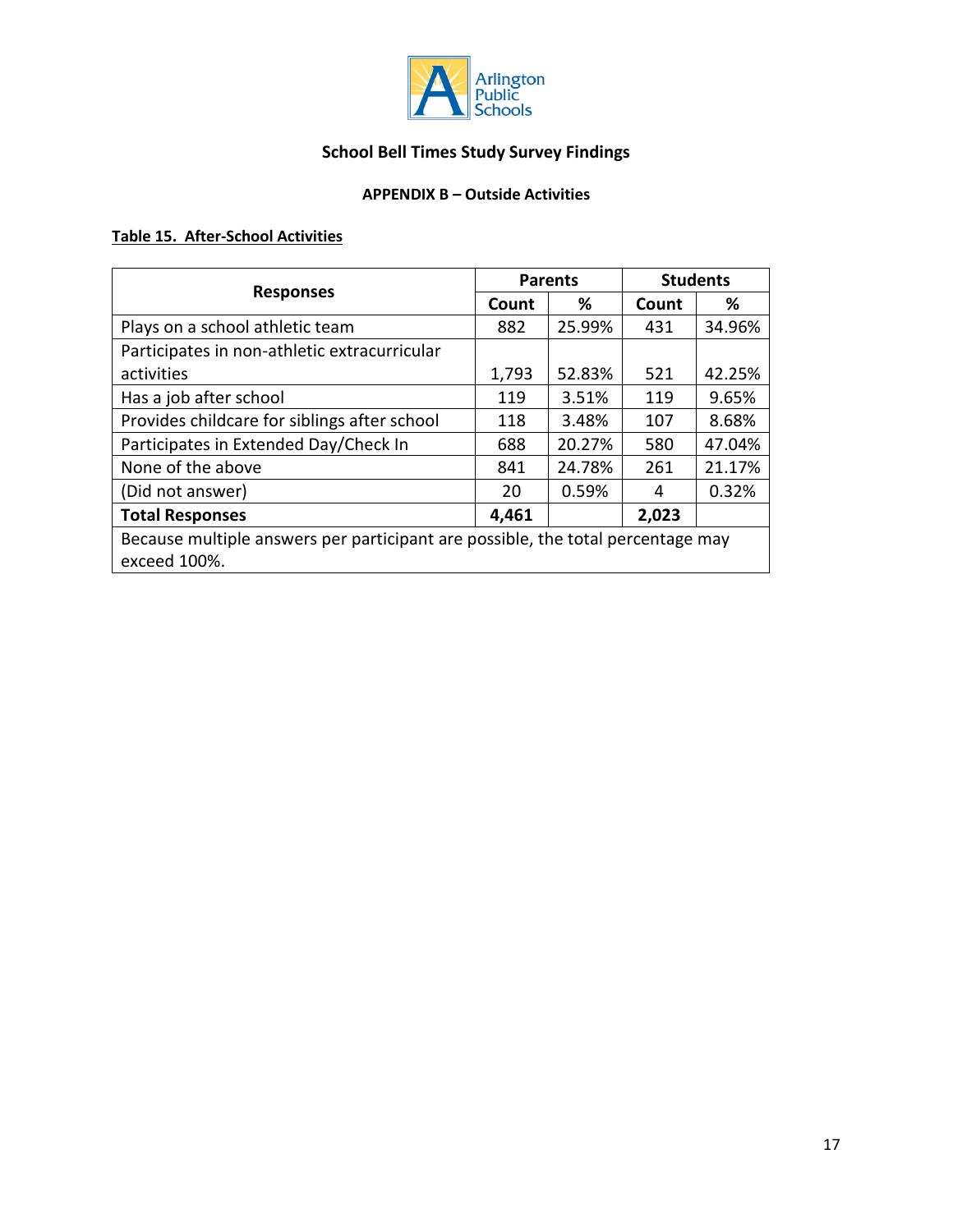# School Bell Times Study Survey Findings

## APPENDIX B – Outside Activities

**Table 15. After-School Activities**

| Responses | Parents | | Students | |
|---|---|---|---|---|
| | Count | % | Count | % |
| Plays on a school athletic team | 882 | 25.99% | 431 | 34.96% |
| Participates in non-athletic extracurricular activities | 1,793 | 52.83% | 521 | 42.25% |
| Has a job after school | 119 | 3.51% | 119 | 9.65% |
| Provides childcare for siblings after school | 118 | 3.48% | 107 | 8.68% |
| Participates in Extended Day/Check In | 688 | 20.27% | 580 | 47.04% |
| None of the above | 841 | 24.78% | 261 | 21.17% |
| (Did not answer) | 20 | 0.59% | 4 | 0.32% |
| **Total Responses** | **4,461** | | **2,023** | |
| Because multiple answers per participant are possible, the total percentage may exceed 100%. | | | | |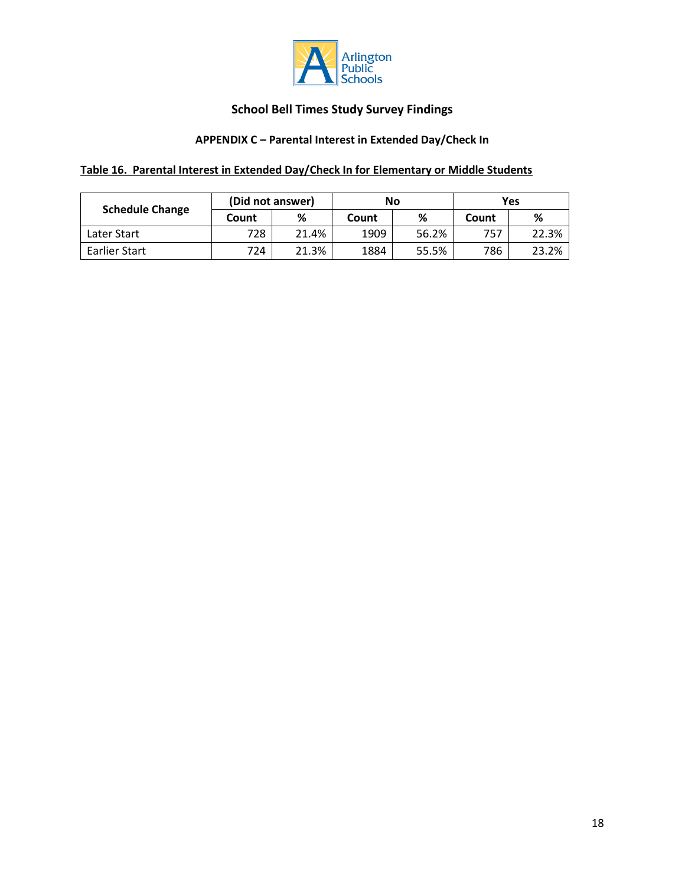Arlington Public Schools

## School Bell Times Study Survey Findings

### APPENDIX C – Parental Interest in Extended Day/Check In

**Table 16. Parental Interest in Extended Day/Check In for Elementary or Middle Students**

| Schedule Change | (Did not answer) | | No | | Yes | |
|---|---|---|---|---|---|---|
| | Count | % | Count | % | Count | % |
| Later Start | 728 | 21.4% | 1909 | 56.2% | 757 | 22.3% |
| Earlier Start | 724 | 21.3% | 1884 | 55.5% | 786 | 23.2% |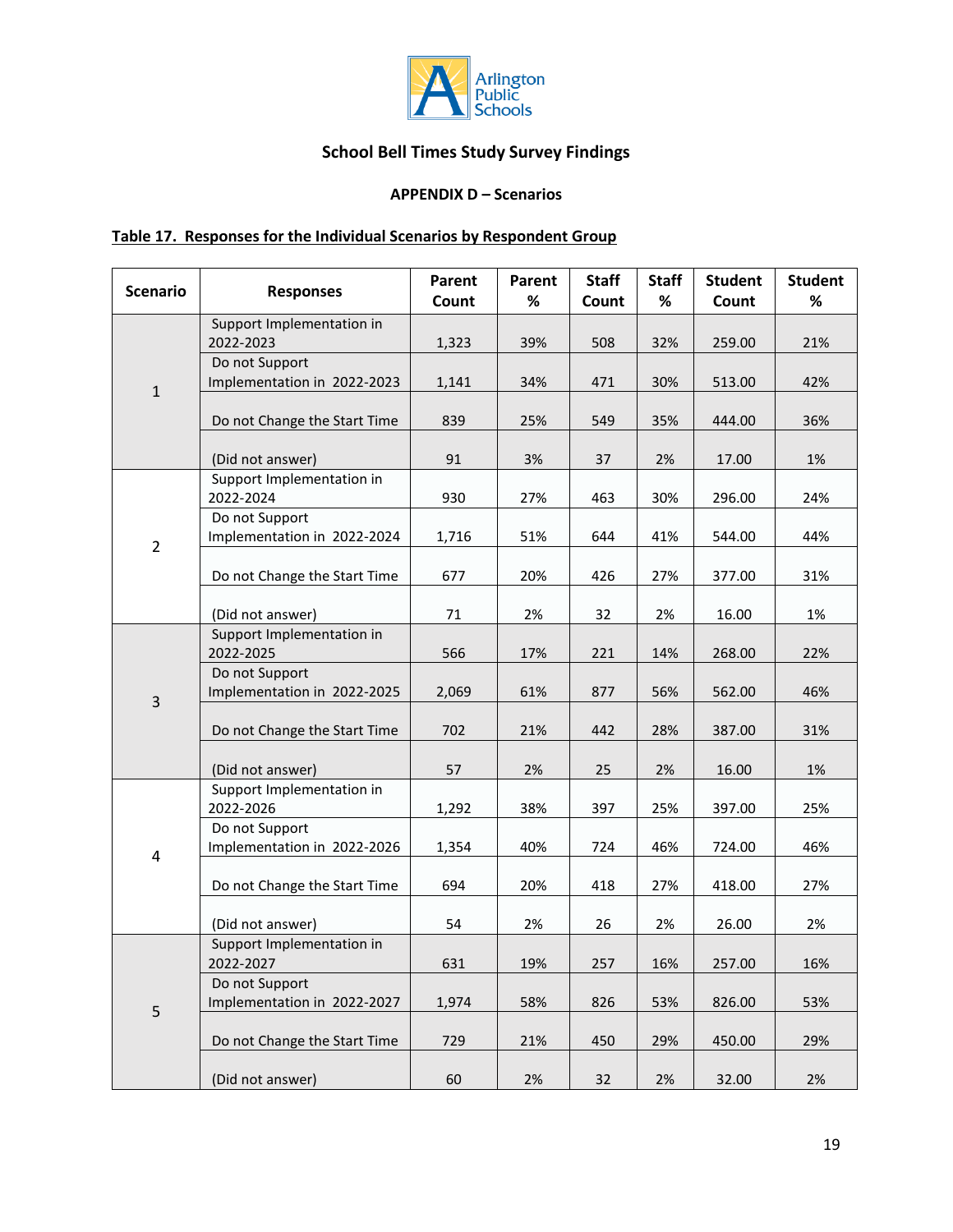Arlington Public Schools

## School Bell Times Study Survey Findings

### APPENDIX D – Scenarios

**Table 17. Responses for the Individual Scenarios by Respondent Group**

| Scenario | Responses | Parent Count | Parent % | Staff Count | Staff % | Student Count | Student % |
|---|---|---|---|---|---|---|---|
| 1 | Support Implementation in 2022-2023 | 1,323 | 39% | 508 | 32% | 259.00 | 21% |
| | Do not Support Implementation in 2022-2023 | 1,141 | 34% | 471 | 30% | 513.00 | 42% |
| | Do not Change the Start Time | 839 | 25% | 549 | 35% | 444.00 | 36% |
| | (Did not answer) | 91 | 3% | 37 | 2% | 17.00 | 1% |
| 2 | Support Implementation in 2022-2024 | 930 | 27% | 463 | 30% | 296.00 | 24% |
| | Do not Support Implementation in 2022-2024 | 1,716 | 51% | 644 | 41% | 544.00 | 44% |
| | Do not Change the Start Time | 677 | 20% | 426 | 27% | 377.00 | 31% |
| | (Did not answer) | 71 | 2% | 32 | 2% | 16.00 | 1% |
| 3 | Support Implementation in 2022-2025 | 566 | 17% | 221 | 14% | 268.00 | 22% |
| | Do not Support Implementation in 2022-2025 | 2,069 | 61% | 877 | 56% | 562.00 | 46% |
| | Do not Change the Start Time | 702 | 21% | 442 | 28% | 387.00 | 31% |
| | (Did not answer) | 57 | 2% | 25 | 2% | 16.00 | 1% |
| 4 | Support Implementation in 2022-2026 | 1,292 | 38% | 397 | 25% | 397.00 | 25% |
| | Do not Support Implementation in 2022-2026 | 1,354 | 40% | 724 | 46% | 724.00 | 46% |
| | Do not Change the Start Time | 694 | 20% | 418 | 27% | 418.00 | 27% |
| | (Did not answer) | 54 | 2% | 26 | 2% | 26.00 | 2% |
| 5 | Support Implementation in 2022-2027 | 631 | 19% | 257 | 16% | 257.00 | 16% |
| | Do not Support Implementation in 2022-2027 | 1,974 | 58% | 826 | 53% | 826.00 | 53% |
| | Do not Change the Start Time | 729 | 21% | 450 | 29% | 450.00 | 29% |
| | (Did not answer) | 60 | 2% | 32 | 2% | 32.00 | 2% |